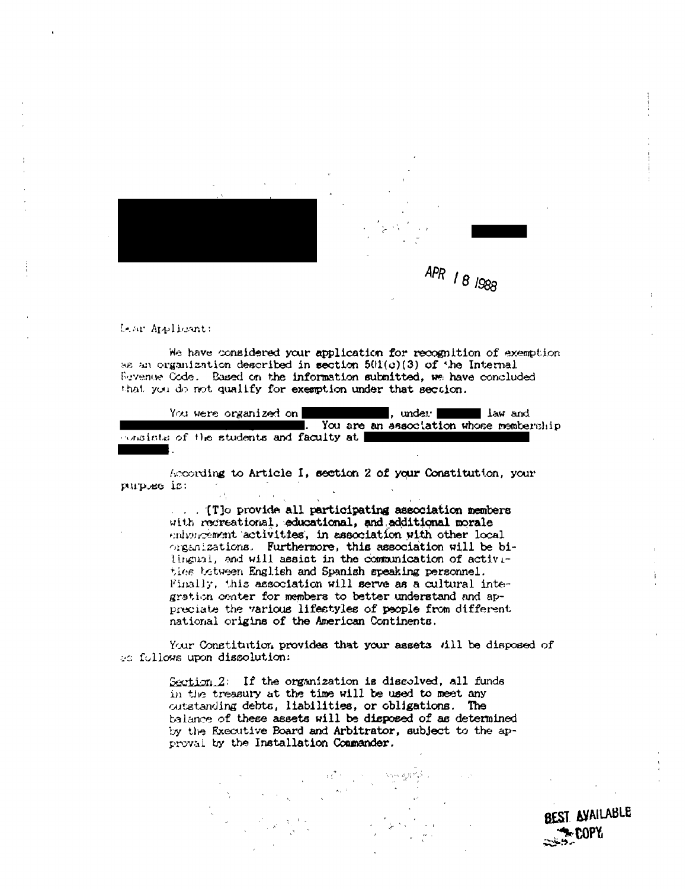APR 18 1988

Dear Applicant:

We have considered your application for recognition of exemption as an organization described in section 501(c)(3) of the Internal Revenue Code. Based on the information submitted, we have concluded that you do not qualify for exemption under that section.

You were organized on ██████████, under ██████ law and ████████████████████. You are an association whose membership consists of the students and faculty at ████████████████████ ██████.

According to Article I, section 2 of your Constitution, your purpose is:

> . . . [T]o provide all participating association members with recreational, educational, and additional morale enhancement activities, in association with other local organizations. Furthermore, this association will be bilingual, and will assist in the communication of activities between English and Spanish speaking personnel. Finally, this association will serve as a cultural integration center for members to better understand and appreciate the various lifestyles of people from different national origins of the American Continents.

Your Constitution provides that your assets will be disposed of as follows upon dissolution:

> Section 2: If the organization is dissolved, all funds in the treasury at the time will be used to meet any outstanding debts, liabilities, or obligations. The balance of these assets will be disposed of as determined by the Executive Board and Arbitrator, subject to the approval by the Installation Commander.

BEST AVAILABLE COPY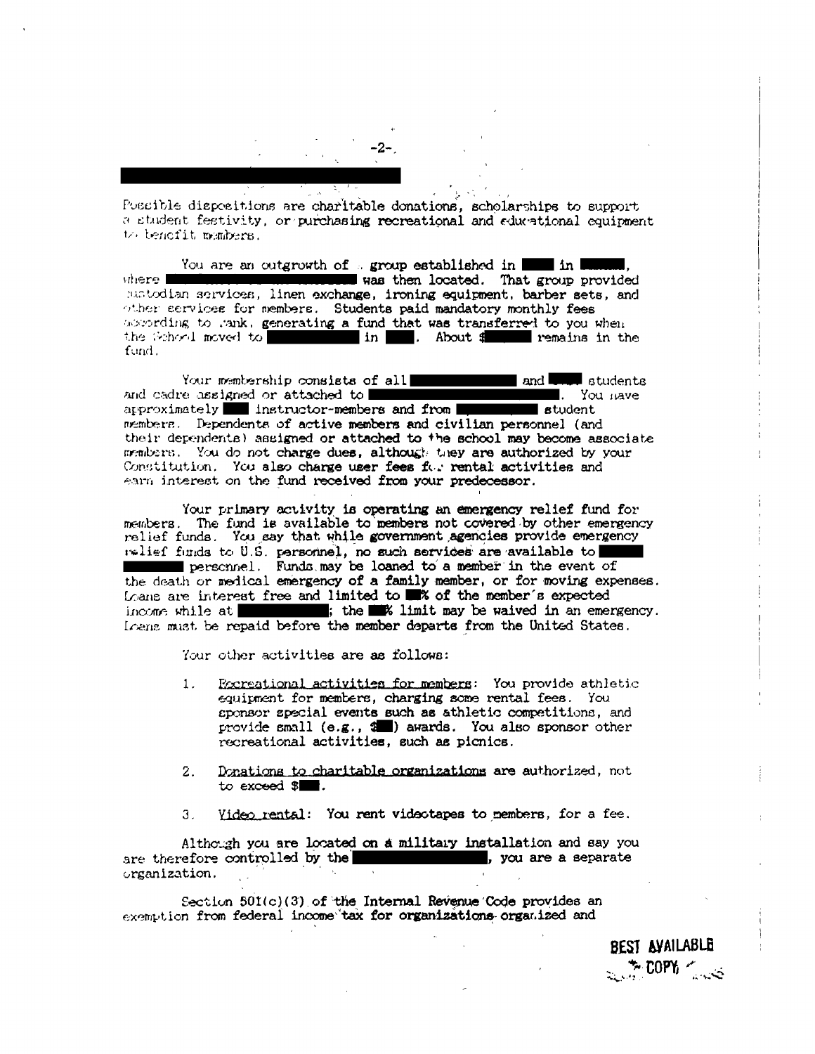Possible dispositions are charitable donations, scholarships to support a student festivity, or purchasing recreational and educational equipment to benefit members.

You are an outgrowth of a group established in ███ in ████, where ██████████████ was then located. That group provided custodian services, linen exchange, ironing equipment, barber sets, and other services for members. Students paid mandatory monthly fees according to rank, generating a fund that was transferred to you when the School moved to ████████ in ███. About $████ remains in the fund.

Your membership consists of all ██████████ and ████ students and cadre assigned or attached to ██████████████. You have approximately ███ instructor-members and from ████████ student members. Dependents of active members and civilian personnel (and their dependents) assigned or attached to the school may become associate members. You do not charge dues, although they are authorized by your Constitution. You also charge user fees for rental activities and earn interest on the fund received from your predecessor.

Your primary activity is operating an emergency relief fund for members. The fund is available to members not covered by other emergency relief funds. You say that while government agencies provide emergency relief funds to U.S. personnel, no such services are available to ██████ personnel. Funds may be loaned to a member in the event of the death or medical emergency of a family member, or for moving expenses. Loans are interest free and limited to ██% of the member's expected income while at ████████; the ██% limit may be waived in an emergency. Loans must be repaid before the member departs from the United States.

Your other activities are as follows:

1. Recreational activities for members: You provide athletic equipment for members, charging some rental fees. You sponsor special events such as athletic competitions, and provide small (e.g., $██) awards. You also sponsor other recreational activities, such as picnics.

2. Donations to charitable organizations are authorized, not to exceed $███.

3. Video rental: You rent videotapes to members, for a fee.

Although you are located on a military installation and say you are therefore controlled by the ████████████, you are a separate organization.

Section 501(c)(3) of the Internal Revenue Code provides an exemption from federal income tax for organizations organized and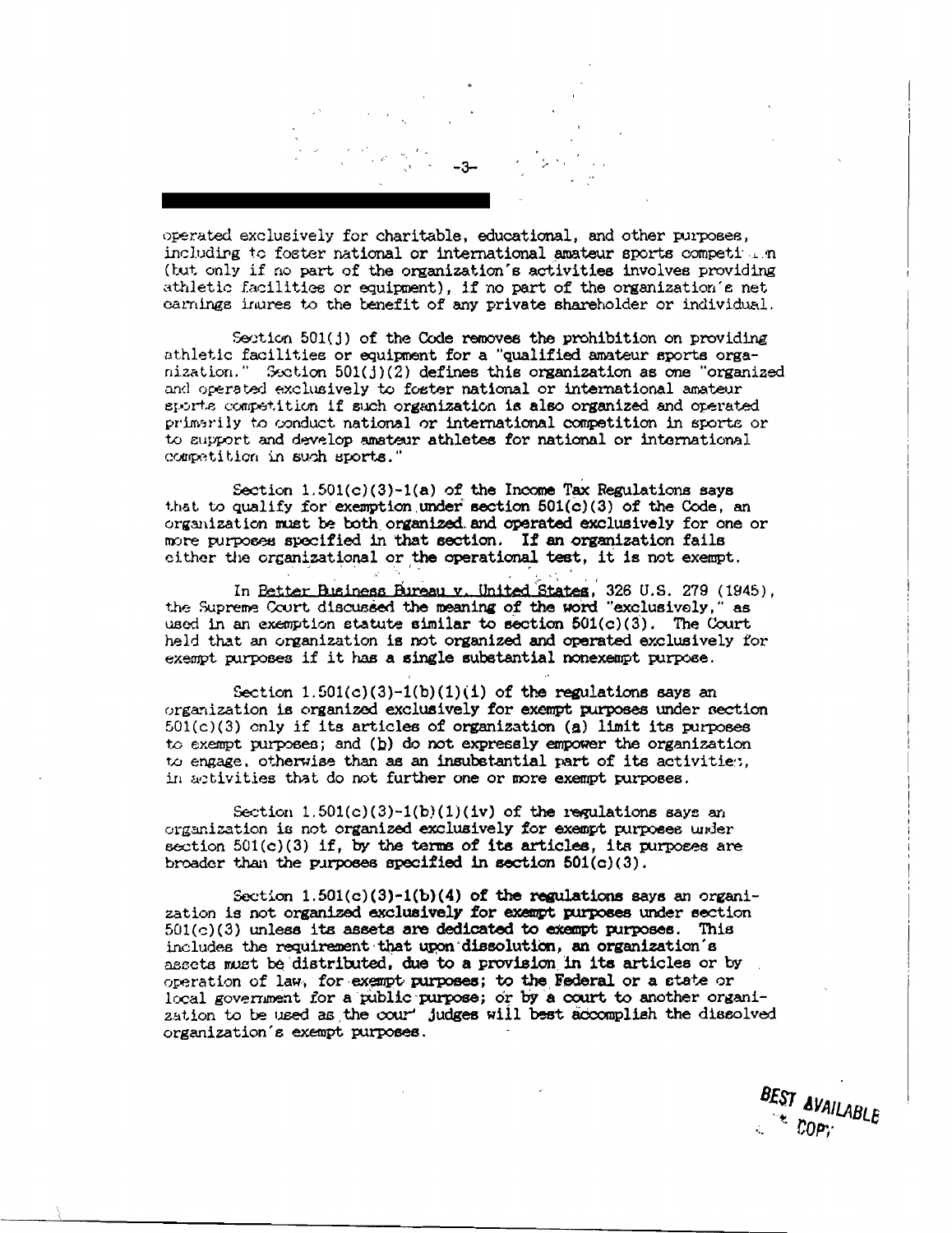operated exclusively for charitable, educational, and other purposes, including to foster national or international amateur sports competition (but only if no part of the organization's activities involves providing athletic facilities or equipment), if no part of the organization's net earnings inures to the benefit of any private shareholder or individual.

Section 501(j) of the Code removes the prohibition on providing athletic facilities or equipment for a "qualified amateur sports organization." Section 501(j)(2) defines this organization as one "organized and operated exclusively to foster national or international amateur sports competition if such organization is also organized and operated primarily to conduct national or international competition in sports or to support and develop amateur athletes for national or international competition in such sports."

Section 1.501(c)(3)-1(a) of the Income Tax Regulations says that to qualify for exemption under section 501(c)(3) of the Code, an organization must be both organized and operated exclusively for one or more purposes specified in that section. If an organization fails either the organizational or the operational test, it is not exempt.

In Better Business Bureau v. United States, 326 U.S. 279 (1945), the Supreme Court discussed the meaning of the word "exclusively," as used in an exemption statute similar to section 501(c)(3). The Court held that an organization is not organized and operated exclusively for exempt purposes if it has a single substantial nonexempt purpose.

Section 1.501(c)(3)-1(b)(1)(i) of the regulations says an organization is organized exclusively for exempt purposes under section 501(c)(3) only if its articles of organization (a) limit its purposes to exempt purposes; and (b) do not expressly empower the organization to engage, otherwise than as an insubstantial part of its activities, in activities that do not further one or more exempt purposes.

Section 1.501(c)(3)-1(b)(1)(iv) of the regulations says an organization is not organized exclusively for exempt purposes under section 501(c)(3) if, by the terms of its articles, its purposes are broader than the purposes specified in section 501(c)(3).

Section 1.501(c)(3)-1(b)(4) of the regulations says an organization is not organized exclusively for exempt purposes under section 501(c)(3) unless its assets are dedicated to exempt purposes. This includes the requirement that upon dissolution, an organization's assets must be distributed, due to a provision in its articles or by operation of law, for exempt purposes; to the Federal or a state or local government for a public purpose; or by a court to another organization to be used as the court judges will best accomplish the dissolved organization's exempt purposes.

BEST AVAILABLE COPY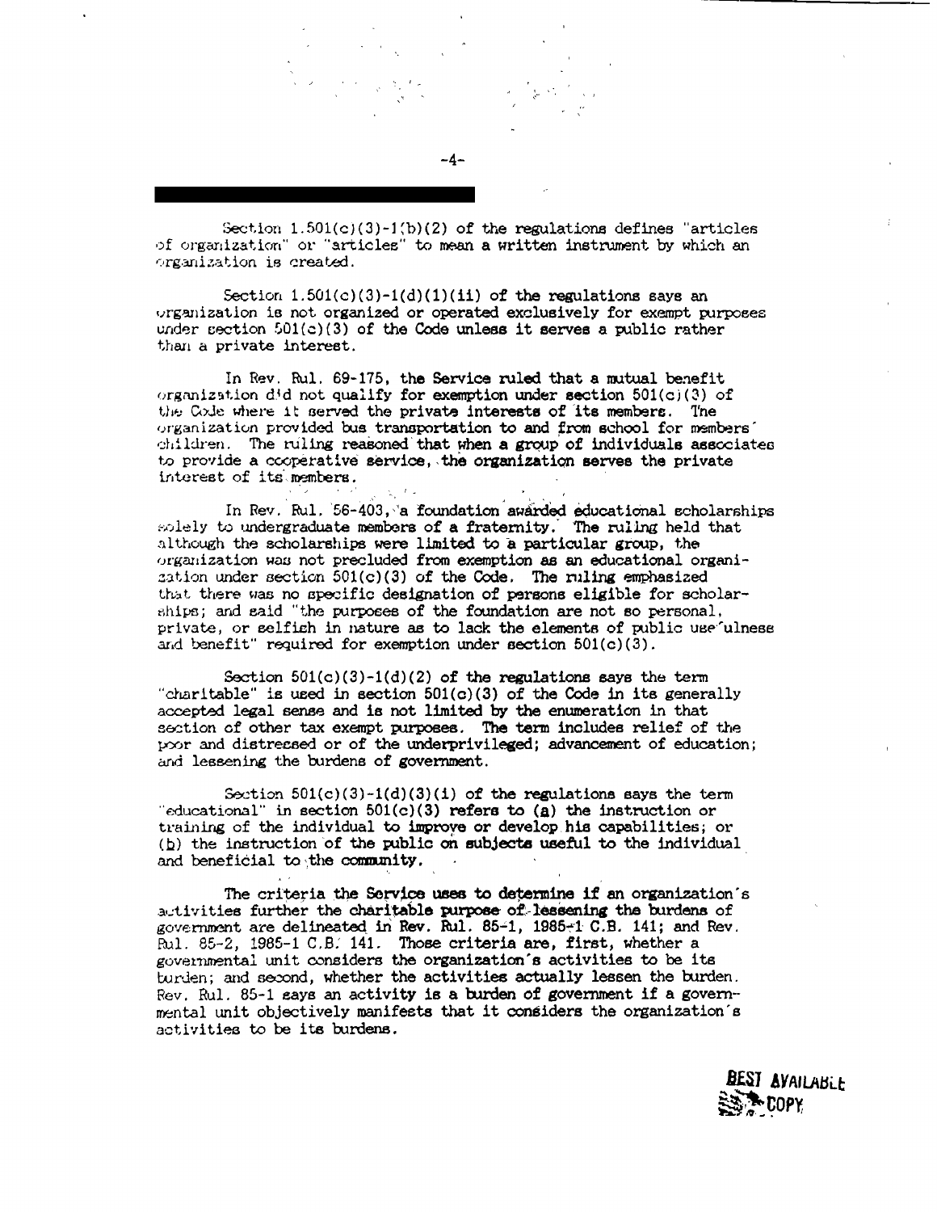Section 1.501(c)(3)-1(b)(2) of the regulations defines "articles of organization" or "articles" to mean a written instrument by which an organization is created.

Section 1.501(c)(3)-1(d)(1)(ii) of the regulations says an organization is not organized or operated exclusively for exempt purposes under section 501(c)(3) of the Code unless it serves a public rather than a private interest.

In Rev. Rul. 69-175, the Service ruled that a mutual benefit organization did not qualify for exemption under section 501(c)(3) of the Code where it served the private interests of its members. The organization provided bus transportation to and from school for members' children. The ruling reasoned that when a group of individuals associates to provide a cooperative service, the organization serves the private interest of its members.

In Rev. Rul. 56-403, a foundation awarded educational scholarships solely to undergraduate members of a fraternity. The ruling held that although the scholarships were limited to a particular group, the organization was not precluded from exemption as an educational organization under section 501(c)(3) of the Code. The ruling emphasized that there was no specific designation of persons eligible for scholarships; and said "the purposes of the foundation are not so personal, private, or selfish in nature as to lack the elements of public usefulness and benefit" required for exemption under section 501(c)(3).

Section 501(c)(3)-1(d)(2) of the regulations says the term "charitable" is used in section 501(c)(3) of the Code in its generally accepted legal sense and is not limited by the enumeration in that section of other tax exempt purposes. The term includes relief of the poor and distressed or of the underprivileged; advancement of education; and lessening the burdens of government.

Section 501(c)(3)-1(d)(3)(i) of the regulations says the term "educational" in section 501(c)(3) refers to (a) the instruction or training of the individual to improve or develop his capabilities; or (b) the instruction of the public on subjects useful to the individual and beneficial to the community.

The criteria the Service uses to determine if an organization's activities further the charitable purpose of lessening the burdens of government are delineated in Rev. Rul. 85-1, 1985-1 C.B. 141; and Rev. Rul. 85-2, 1985-1 C.B. 141. Those criteria are, first, whether a governmental unit considers the organization's activities to be its burden; and second, whether the activities actually lessen the burden. Rev. Rul. 85-1 says an activity is a burden of government if a governmental unit objectively manifests that it considers the organization's activities to be its burdens.

BEST AVAILABLE COPY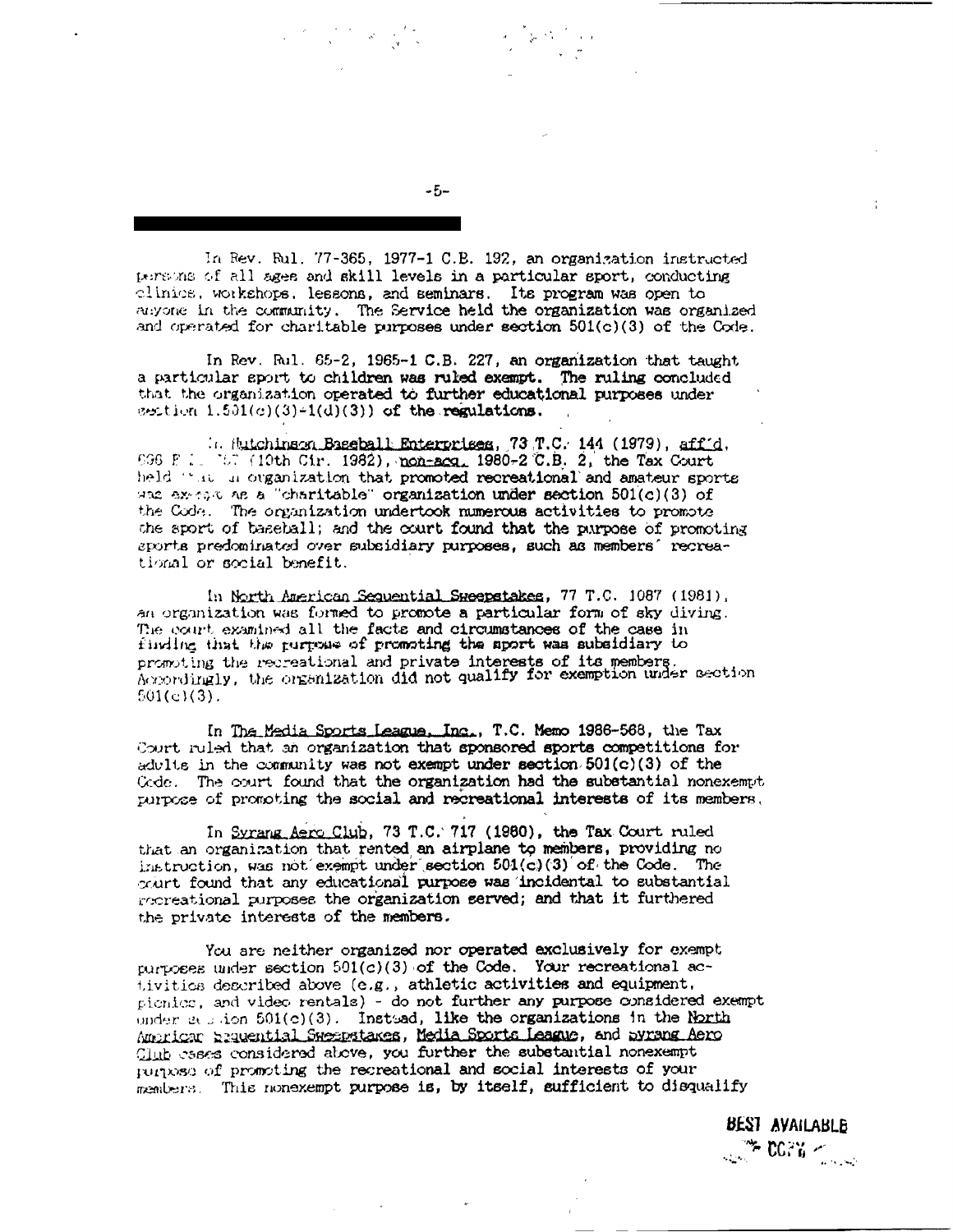In Rev. Rul. 77-365, 1977-1 C.B. 192, an organization instructed persons of all ages and skill levels in a particular sport, conducting clinics, workshops, lessons, and seminars. Its program was open to anyone in the community. The Service held the organization was organized and operated for charitable purposes under section 501(c)(3) of the Code.

In Rev. Rul. 65-2, 1965-1 C.B. 227, an organization that taught a particular sport to children was ruled exempt. The ruling concluded that the organization operated to further educational purposes under section 1.501(c)(3)-1(d)(3)) of the regulations.

In Hutchinson Baseball Enterprises, 73 T.C. 144 (1979), aff'd, 696 F.2d 757 (10th Cir. 1982), non-acq. 1980-2 C.B. 2, the Tax Court held that an organization that promoted recreational and amateur sports was exempt as a "charitable" organization under section 501(c)(3) of the Code. The organization undertook numerous activities to promote the sport of baseball; and the court found that the purpose of promoting sports predominated over subsidiary purposes, such as members' recreational or social benefit.

In North American Sequential Sweepstakes, 77 T.C. 1087 (1981), an organization was formed to promote a particular form of sky diving. The court examined all the facts and circumstances of the case in finding that the purpose of promoting the sport was subsidiary to promoting the recreational and private interests of its members. Accordingly, the organization did not qualify for exemption under section 501(c)(3).

In The Media Sports League, Inc., T.C. Memo 1986-568, the Tax Court ruled that an organization that sponsored sports competitions for adults in the community was not exempt under section 501(c)(3) of the Code. The court found that the organization had the substantial nonexempt purpose of promoting the social and recreational interests of its members.

In Syrang Aero Club, 73 T.C. 717 (1980), the Tax Court ruled that an organization that rented an airplane to members, providing no instruction, was not exempt under section 501(c)(3) of the Code. The court found that any educational purpose was incidental to substantial recreational purposes the organization served; and that it furthered the private interests of the members.

You are neither organized nor operated exclusively for exempt purposes under section 501(c)(3) of the Code. Your recreational activities described above (e.g., athletic activities and equipment, picnics, and video rentals) - do not further any purpose considered exempt under section 501(c)(3). Instead, like the organizations in the North American Sequential Sweepstakes, Media Sports League, and Syrang Aero Club cases considered above, you further the substantial nonexempt purpose of promoting the recreational and social interests of your members. This nonexempt purpose is, by itself, sufficient to disqualify

BEST AVAILABLE COPY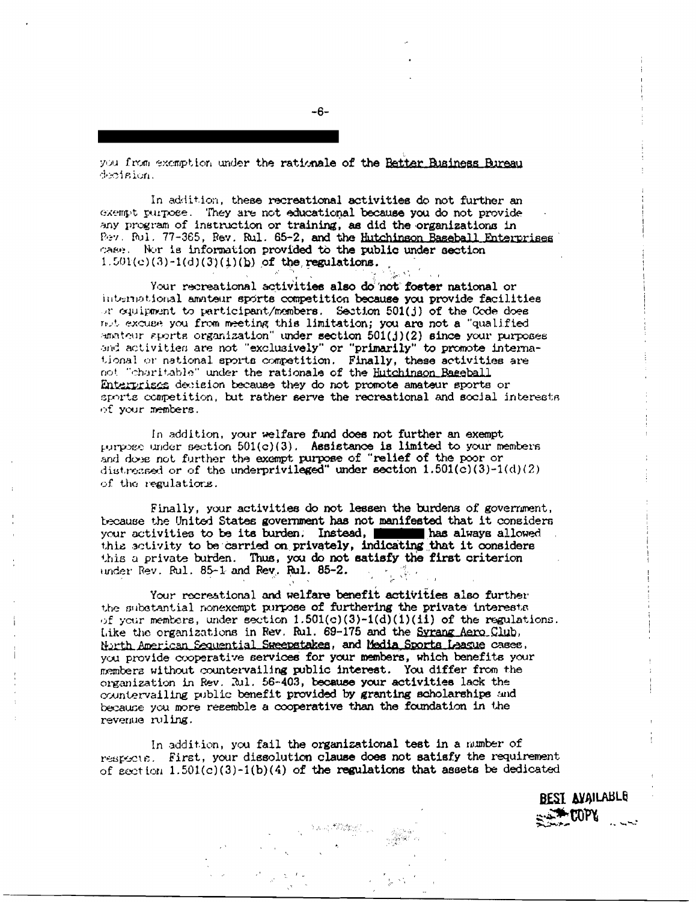you from exemption under the rationale of the Better Business Bureau decision.

In addition, these recreational activities do not further an exempt purpose. They are not educational because you do not provide any program of instruction or training, as did the organizations in Rev. Rul. 77-365, Rev. Rul. 65-2, and the Hutchinson Baseball Enterprises case. Nor is information provided to the public under section 1.501(c)(3)-1(d)(3)(i)(b) of the regulations.

Your recreational activities also do not foster national or international amateur sports competition because you provide facilities or equipment to participant/members. Section 501(j) of the Code does not excuse you from meeting this limitation; you are not a "qualified amateur sports organization" under section 501(j)(2) since your purposes and activities are not "exclusively" or "primarily" to promote international or national sports competition. Finally, these activities are not "charitable" under the rationale of the Hutchinson Baseball Enterprises decision because they do not promote amateur sports or sports competition, but rather serve the recreational and social interests of your members.

In addition, your welfare fund does not further an exempt purpose under section 501(c)(3). Assistance is limited to your members and does not further the exempt purpose of "relief of the poor or distressed or of the underprivileged" under section 1.501(c)(3)-1(d)(2) of the regulations.

Finally, your activities do not lessen the burdens of government, because the United States government has not manifested that it considers your activities to be its burden. Instead, ████ has always allowed this activity to be carried on privately, indicating that it considers this a private burden. Thus, you do not satisfy the first criterion under Rev. Rul. 85-1 and Rev. Rul. 85-2.

Your recreational and welfare benefit activities also further the substantial nonexempt purpose of furthering the private interests of your members, under section 1.501(c)(3)-1(d)(1)(ii) of the regulations. Like the organizations in Rev. Rul. 69-175 and the Syrang Aero Club, North American Sequential Sweepstakes, and Media Sports League cases, you provide cooperative services for your members, which benefits your members without countervailing public interest. You differ from the organization in Rev. Rul. 56-403, because your activities lack the countervailing public benefit provided by granting scholarships and because you more resemble a cooperative than the foundation in the revenue ruling.

In addition, you fail the organizational test in a number of respects. First, your dissolution clause does not satisfy the requirement of section 1.501(c)(3)-1(b)(4) of the regulations that assets be dedicated

BEST AVAILABLE COPY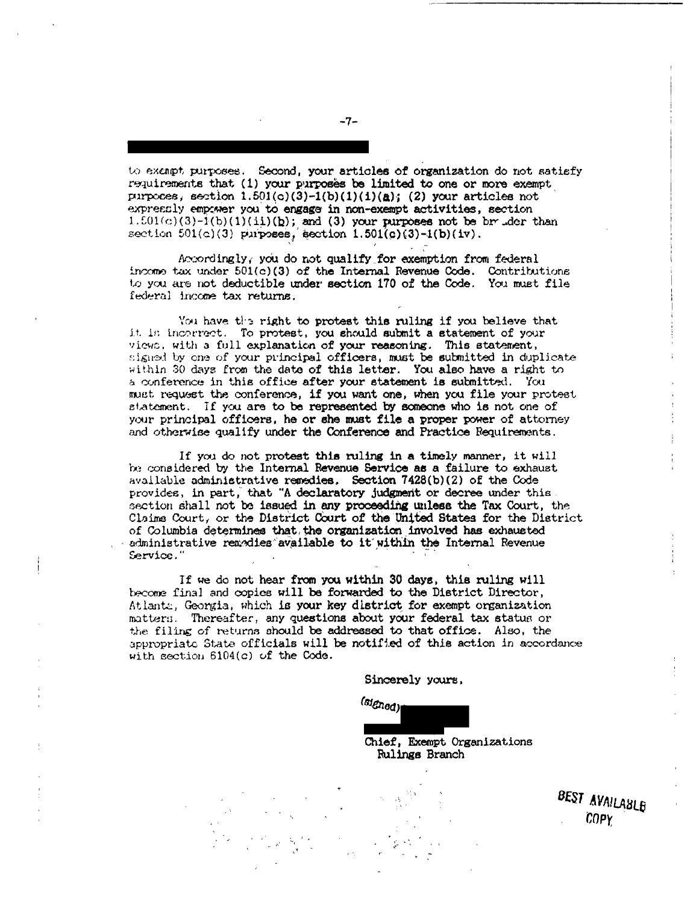to exempt purposes. Second, your articles of organization do not satisfy requirements that (1) your purposes be limited to one or more exempt purposes, section 1.501(c)(3)-1(b)(1)(i)(a); (2) your articles not expressly empower you to engage in non-exempt activities, section 1.501(c)(3)-1(b)(1)(ii)(b); and (3) your purposes not be broader than section 501(c)(3) purposes, section 1.501(c)(3)-1(b)(iv).

Accordingly, you do not qualify for exemption from federal income tax under 501(c)(3) of the Internal Revenue Code. Contributions to you are not deductible under section 170 of the Code. You must file federal income tax returns.

You have the right to protest this ruling if you believe that it is incorrect. To protest, you should submit a statement of your views, with a full explanation of your reasoning. This statement, signed by one of your principal officers, must be submitted in duplicate within 30 days from the date of this letter. You also have a right to a conference in this office after your statement is submitted. You must request the conference, if you want one, when you file your protest statement. If you are to be represented by someone who is not one of your principal officers, he or she must file a proper power of attorney and otherwise qualify under the Conference and Practice Requirements.

If you do not protest this ruling in a timely manner, it will be considered by the Internal Revenue Service as a failure to exhaust available administrative remedies. Section 7428(b)(2) of the Code provides, in part, that "A declaratory judgment or decree under this section shall not be issued in any proceeding unless the Tax Court, the Claims Court, or the District Court of the United States for the District of Columbia determines that the organization involved has exhausted administrative remedies available to it within the Internal Revenue Service."

If we do not hear from you within 30 days, this ruling will become final and copies will be forwarded to the District Director, Atlanta, Georgia, which is your key district for exempt organization matters. Thereafter, any questions about your federal tax status or the filing of returns should be addressed to that office. Also, the appropriate State officials will be notified of this action in accordance with section 6104(c) of the Code.

Sincerely yours,

(signed)

Chief, Exempt Organizations
Rulings Branch

BEST AVAILABLE COPY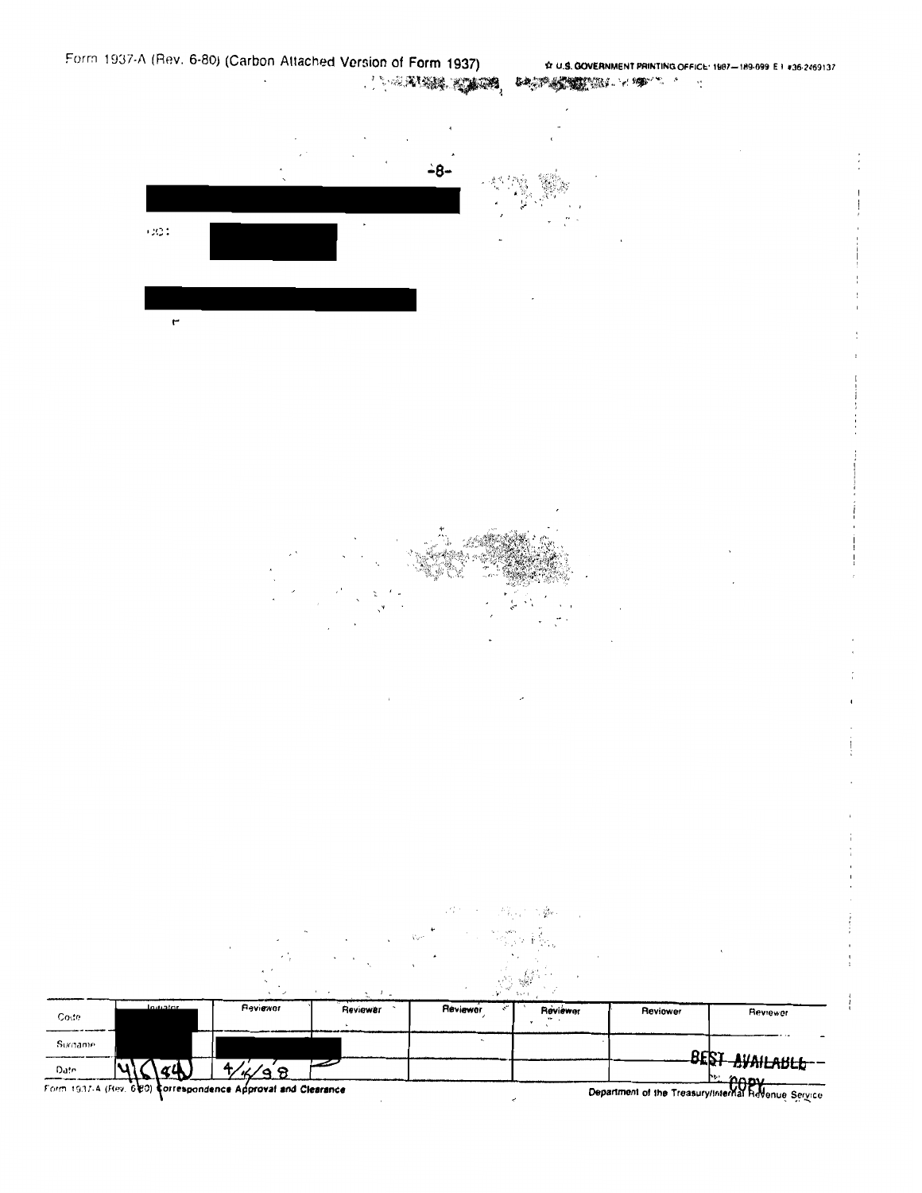Form 1937-A (Rev. 6-80) (Carbon Attached Version of Form 1937)

-8-

CC:

| Code | Initiator | Reviewer | Reviewer | Reviewer | Reviewer | Reviewer | Reviewer |
|---|---|---|---|---|---|---|---|
| Surname | | | | | | | |
| Date | 4/6/98 | 4/6/98 | | | | | |

Form 1937-A (Rev. 6-80) Correspondence Approval and Clearance

Department of the Treasury/Internal Revenue Service

BEST AVAILABLE COPY